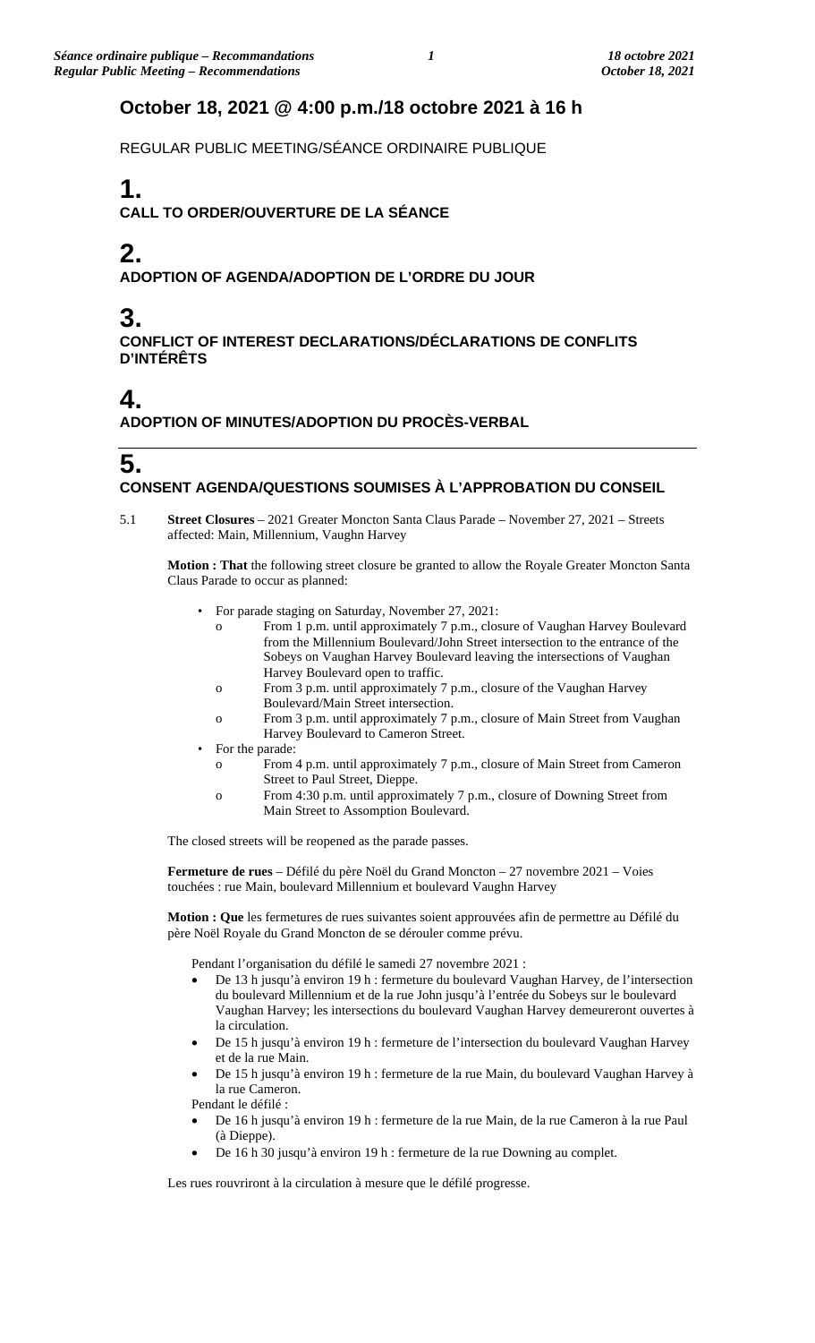# October 18, 2021 @ 4:00 p.m./18 octobre 2021 à 16 h

REGULAR PUBLIC MEETING/SÉANCE ORDINAIRE PUBLIQUE

## 1.

**CALL TO ORDER/OUVERTURE DE LA SÉANCE**

## 2.

**ADOPTION OF AGENDA/ADOPTION DE L'ORDRE DU JOUR**

## 3.

**CONFLICT OF INTEREST DECLARATIONS/DÉCLARATIONS DE CONFLITS D'INTÉRÊTS**

## 4.

**ADOPTION OF MINUTES/ADOPTION DU PROCÈS-VERBAL**

## 5.

**CONSENT AGENDA/QUESTIONS SOUMISES À L'APPROBATION DU CONSEIL**

5.1 **Street Closures** – 2021 Greater Moncton Santa Claus Parade – November 27, 2021 – Streets affected: Main, Millennium, Vaughn Harvey

**Motion : That** the following street closure be granted to allow the Royale Greater Moncton Santa Claus Parade to occur as planned:

- For parade staging on Saturday, November 27, 2021:
  - From 1 p.m. until approximately 7 p.m., closure of Vaughan Harvey Boulevard from the Millennium Boulevard/John Street intersection to the entrance of the Sobeys on Vaughan Harvey Boulevard leaving the intersections of Vaughan Harvey Boulevard open to traffic.
  - From 3 p.m. until approximately 7 p.m., closure of the Vaughan Harvey Boulevard/Main Street intersection.
  - From 3 p.m. until approximately 7 p.m., closure of Main Street from Vaughan Harvey Boulevard to Cameron Street.
- For the parade:
  - From 4 p.m. until approximately 7 p.m., closure of Main Street from Cameron Street to Paul Street, Dieppe.
  - From 4:30 p.m. until approximately 7 p.m., closure of Downing Street from Main Street to Assomption Boulevard.

The closed streets will be reopened as the parade passes.

**Fermeture de rues** – Défilé du père Noël du Grand Moncton – 27 novembre 2021 – Voies touchées : rue Main, boulevard Millennium et boulevard Vaughn Harvey

**Motion : Que** les fermetures de rues suivantes soient approuvées afin de permettre au Défilé du père Noël Royale du Grand Moncton de se dérouler comme prévu.

Pendant l'organisation du défilé le samedi 27 novembre 2021 :

- De 13 h jusqu'à environ 19 h : fermeture du boulevard Vaughan Harvey, de l'intersection du boulevard Millennium et de la rue John jusqu'à l'entrée du Sobeys sur le boulevard Vaughan Harvey; les intersections du boulevard Vaughan Harvey demeureront ouvertes à la circulation.
- De 15 h jusqu'à environ 19 h : fermeture de l'intersection du boulevard Vaughan Harvey et de la rue Main.
- De 15 h jusqu'à environ 19 h : fermeture de la rue Main, du boulevard Vaughan Harvey à la rue Cameron.

Pendant le défilé :

- De 16 h jusqu'à environ 19 h : fermeture de la rue Main, de la rue Cameron à la rue Paul (à Dieppe).
- De 16 h 30 jusqu'à environ 19 h : fermeture de la rue Downing au complet.

Les rues rouvriront à la circulation à mesure que le défilé progresse.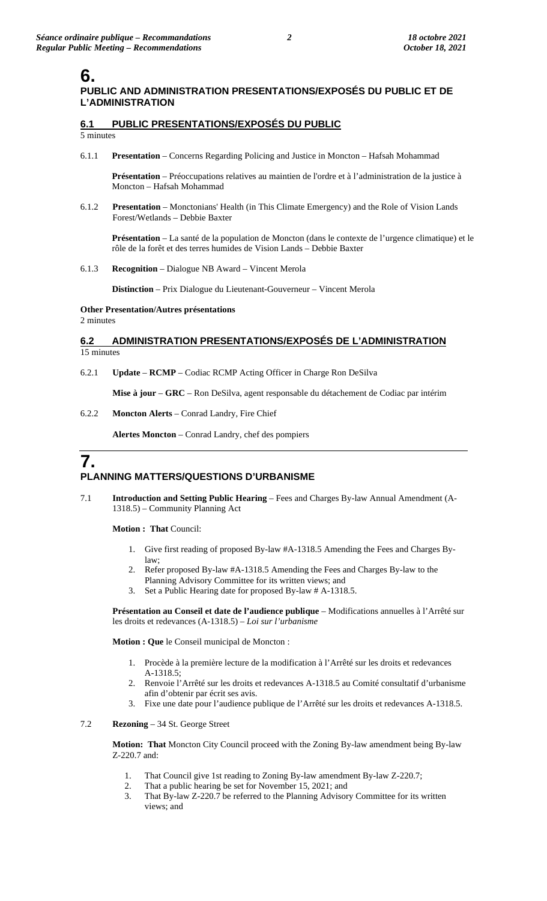# 6. PUBLIC AND ADMINISTRATION PRESENTATIONS/EXPOSÉS DU PUBLIC ET DE L'ADMINISTRATION

## 6.1 PUBLIC PRESENTATIONS/EXPOSÉS DU PUBLIC

5 minutes

6.1.1 **Presentation** – Concerns Regarding Policing and Justice in Moncton – Hafsah Mohammad

**Présentation** – Préoccupations relatives au maintien de l'ordre et à l'administration de la justice à Moncton – Hafsah Mohammad

6.1.2 **Presentation** – Monctonians' Health (in This Climate Emergency) and the Role of Vision Lands Forest/Wetlands – Debbie Baxter

**Présentation** – La santé de la population de Moncton (dans le contexte de l'urgence climatique) et le rôle de la forêt et des terres humides de Vision Lands – Debbie Baxter

6.1.3 **Recognition** – Dialogue NB Award – Vincent Merola

**Distinction** – Prix Dialogue du Lieutenant-Gouverneur – Vincent Merola

**Other Presentation/Autres présentations**

2 minutes

## 6.2 ADMINISTRATION PRESENTATIONS/EXPOSÉS DE L'ADMINISTRATION

15 minutes

6.2.1 **Update** – **RCMP** – Codiac RCMP Acting Officer in Charge Ron DeSilva

**Mise à jour** – **GRC** – Ron DeSilva, agent responsable du détachement de Codiac par intérim

6.2.2 **Moncton Alerts** – Conrad Landry, Fire Chief

**Alertes Moncton** – Conrad Landry, chef des pompiers

# 7. PLANNING MATTERS/QUESTIONS D'URBANISME

7.1 **Introduction and Setting Public Hearing** – Fees and Charges By-law Annual Amendment (A-1318.5) – Community Planning Act

**Motion : That** Council:

1. Give first reading of proposed By-law #A-1318.5 Amending the Fees and Charges By-law;
2. Refer proposed By-law #A-1318.5 Amending the Fees and Charges By-law to the Planning Advisory Committee for its written views; and
3. Set a Public Hearing date for proposed By-law # A-1318.5.

**Présentation au Conseil et date de l'audience publique** – Modifications annuelles à l'Arrêté sur les droits et redevances (A-1318.5) – *Loi sur l'urbanisme*

**Motion : Que** le Conseil municipal de Moncton :

1. Procède à la première lecture de la modification à l'Arrêté sur les droits et redevances A-1318.5;
2. Renvoie l'Arrêté sur les droits et redevances A-1318.5 au Comité consultatif d'urbanisme afin d'obtenir par écrit ses avis.
3. Fixe une date pour l'audience publique de l'Arrêté sur les droits et redevances A-1318.5.

7.2 **Rezoning** – 34 St. George Street

**Motion: That** Moncton City Council proceed with the Zoning By-law amendment being By-law Z-220.7 and:

1. That Council give 1st reading to Zoning By-law amendment By-law Z-220.7;
2. That a public hearing be set for November 15, 2021; and
3. That By-law Z-220.7 be referred to the Planning Advisory Committee for its written views; and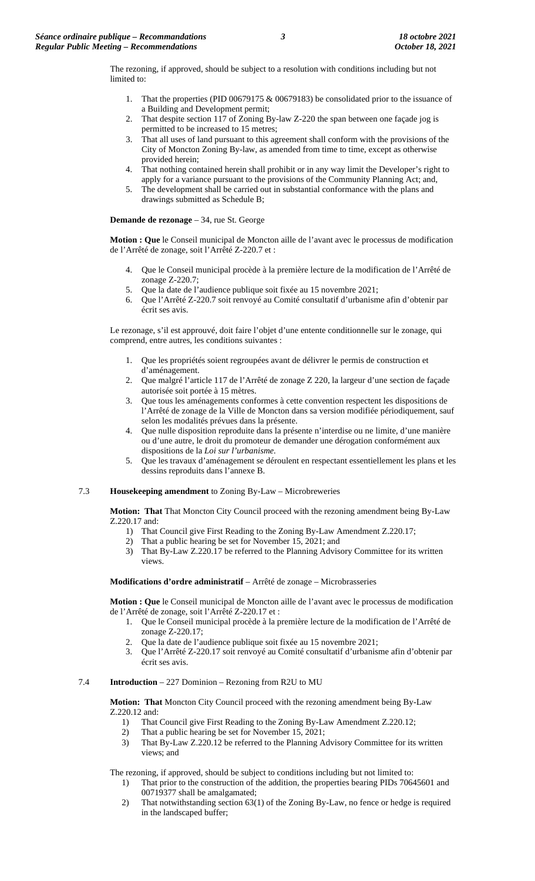The rezoning, if approved, should be subject to a resolution with conditions including but not limited to:

1. That the properties (PID 00679175 & 00679183) be consolidated prior to the issuance of a Building and Development permit;
2. That despite section 117 of Zoning By-law Z-220 the span between one façade jog is permitted to be increased to 15 metres;
3. That all uses of land pursuant to this agreement shall conform with the provisions of the City of Moncton Zoning By-law, as amended from time to time, except as otherwise provided herein;
4. That nothing contained herein shall prohibit or in any way limit the Developer's right to apply for a variance pursuant to the provisions of the Community Planning Act; and,
5. The development shall be carried out in substantial conformance with the plans and drawings submitted as Schedule B;

**Demande de rezonage** – 34, rue St. George

**Motion : Que** le Conseil municipal de Moncton aille de l'avant avec le processus de modification de l'Arrêté de zonage, soit l'Arrêté Z-220.7 et :

4. Que le Conseil municipal procède à la première lecture de la modification de l'Arrêté de zonage Z-220.7;
5. Que la date de l'audience publique soit fixée au 15 novembre 2021;
6. Que l'Arrêté Z-220.7 soit renvoyé au Comité consultatif d'urbanisme afin d'obtenir par écrit ses avis.

Le rezonage, s'il est approuvé, doit faire l'objet d'une entente conditionnelle sur le zonage, qui comprend, entre autres, les conditions suivantes :

1. Que les propriétés soient regroupées avant de délivrer le permis de construction et d'aménagement.
2. Que malgré l'article 117 de l'Arrêté de zonage Z 220, la largeur d'une section de façade autorisée soit portée à 15 mètres.
3. Que tous les aménagements conformes à cette convention respectent les dispositions de l'Arrêté de zonage de la Ville de Moncton dans sa version modifiée périodiquement, sauf selon les modalités prévues dans la présente.
4. Que nulle disposition reproduite dans la présente n'interdise ou ne limite, d'une manière ou d'une autre, le droit du promoteur de demander une dérogation conformément aux dispositions de la *Loi sur l'urbanisme*.
5. Que les travaux d'aménagement se déroulent en respectant essentiellement les plans et les dessins reproduits dans l'annexe B.

7.3 **Housekeeping amendment** to Zoning By-Law – Microbreweries

**Motion: That** That Moncton City Council proceed with the rezoning amendment being By-Law Z.220.17 and:

1) That Council give First Reading to the Zoning By-Law Amendment Z.220.17;
2) That a public hearing be set for November 15, 2021; and
3) That By-Law Z.220.17 be referred to the Planning Advisory Committee for its written views.

**Modifications d'ordre administratif** – Arrêté de zonage – Microbrasseries

**Motion : Que** le Conseil municipal de Moncton aille de l'avant avec le processus de modification de l'Arrêté de zonage, soit l'Arrêté Z-220.17 et :

1. Que le Conseil municipal procède à la première lecture de la modification de l'Arrêté de zonage Z-220.17;
2. Que la date de l'audience publique soit fixée au 15 novembre 2021;
3. Que l'Arrêté Z-220.17 soit renvoyé au Comité consultatif d'urbanisme afin d'obtenir par écrit ses avis.

7.4 **Introduction** – 227 Dominion – Rezoning from R2U to MU

**Motion: That** Moncton City Council proceed with the rezoning amendment being By-Law Z.220.12 and:

1) That Council give First Reading to the Zoning By-Law Amendment Z.220.12;
2) That a public hearing be set for November 15, 2021;
3) That By-Law Z.220.12 be referred to the Planning Advisory Committee for its written views; and

The rezoning, if approved, should be subject to conditions including but not limited to:

1) That prior to the construction of the addition, the properties bearing PIDs 70645601 and 00719377 shall be amalgamated;
2) That notwithstanding section 63(1) of the Zoning By-Law, no fence or hedge is required in the landscaped buffer;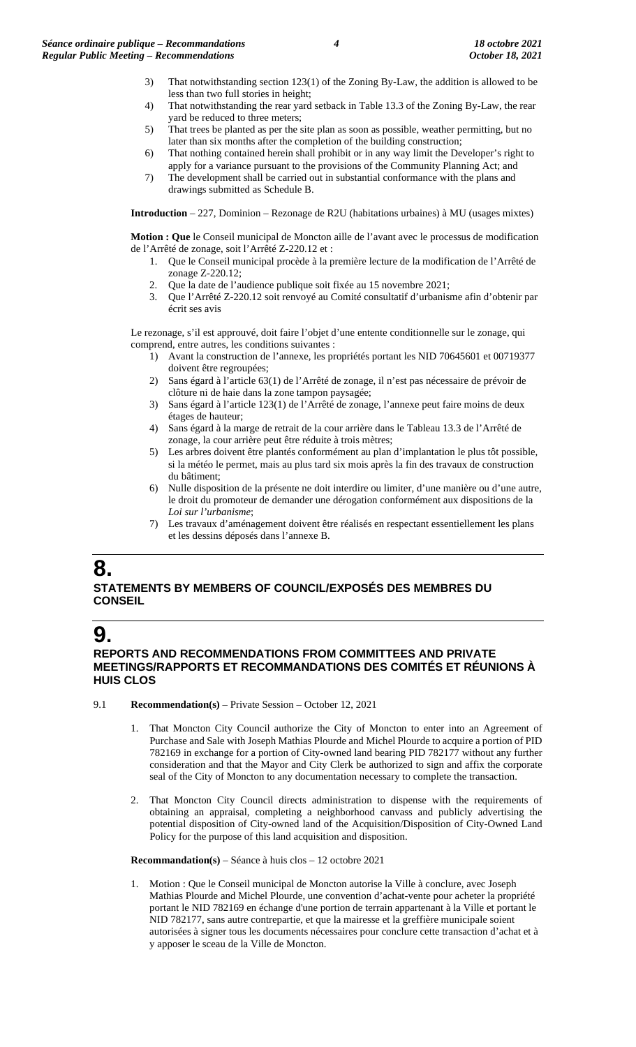3) That notwithstanding section 123(1) of the Zoning By-Law, the addition is allowed to be less than two full stories in height;
4) That notwithstanding the rear yard setback in Table 13.3 of the Zoning By-Law, the rear yard be reduced to three meters;
5) That trees be planted as per the site plan as soon as possible, weather permitting, but no later than six months after the completion of the building construction;
6) That nothing contained herein shall prohibit or in any way limit the Developer's right to apply for a variance pursuant to the provisions of the Community Planning Act; and
7) The development shall be carried out in substantial conformance with the plans and drawings submitted as Schedule B.

**Introduction** – 227, Dominion – Rezonage de R2U (habitations urbaines) à MU (usages mixtes)

**Motion : Que** le Conseil municipal de Moncton aille de l'avant avec le processus de modification de l'Arrêté de zonage, soit l'Arrêté Z-220.12 et :

1. Que le Conseil municipal procède à la première lecture de la modification de l'Arrêté de zonage Z-220.12;
2. Que la date de l'audience publique soit fixée au 15 novembre 2021;
3. Que l'Arrêté Z-220.12 soit renvoyé au Comité consultatif d'urbanisme afin d'obtenir par écrit ses avis

Le rezonage, s'il est approuvé, doit faire l'objet d'une entente conditionnelle sur le zonage, qui comprend, entre autres, les conditions suivantes :

1) Avant la construction de l'annexe, les propriétés portant les NID 70645601 et 00719377 doivent être regroupées;
2) Sans égard à l'article 63(1) de l'Arrêté de zonage, il n'est pas nécessaire de prévoir de clôture ni de haie dans la zone tampon paysagée;
3) Sans égard à l'article 123(1) de l'Arrêté de zonage, l'annexe peut faire moins de deux étages de hauteur;
4) Sans égard à la marge de retrait de la cour arrière dans le Tableau 13.3 de l'Arrêté de zonage, la cour arrière peut être réduite à trois mètres;
5) Les arbres doivent être plantés conformément au plan d'implantation le plus tôt possible, si la météo le permet, mais au plus tard six mois après la fin des travaux de construction du bâtiment;
6) Nulle disposition de la présente ne doit interdire ou limiter, d'une manière ou d'une autre, le droit du promoteur de demander une dérogation conformément aux dispositions de la *Loi sur l'urbanisme*;
7) Les travaux d'aménagement doivent être réalisés en respectant essentiellement les plans et les dessins déposés dans l'annexe B.

# 8.
## STATEMENTS BY MEMBERS OF COUNCIL/EXPOSÉS DES MEMBRES DU CONSEIL

# 9.
## REPORTS AND RECOMMENDATIONS FROM COMMITTEES AND PRIVATE MEETINGS/RAPPORTS ET RECOMMANDATIONS DES COMITÉS ET RÉUNIONS À HUIS CLOS

9.1 **Recommendation(s)** – Private Session – October 12, 2021

1. That Moncton City Council authorize the City of Moncton to enter into an Agreement of Purchase and Sale with Joseph Mathias Plourde and Michel Plourde to acquire a portion of PID 782169 in exchange for a portion of City-owned land bearing PID 782177 without any further consideration and that the Mayor and City Clerk be authorized to sign and affix the corporate seal of the City of Moncton to any documentation necessary to complete the transaction.

2. That Moncton City Council directs administration to dispense with the requirements of obtaining an appraisal, completing a neighborhood canvass and publicly advertising the potential disposition of City-owned land of the Acquisition/Disposition of City-Owned Land Policy for the purpose of this land acquisition and disposition.

**Recommandation(s)** – Séance à huis clos – 12 octobre 2021

1. Motion : Que le Conseil municipal de Moncton autorise la Ville à conclure, avec Joseph Mathias Plourde and Michel Plourde, une convention d'achat-vente pour acheter la propriété portant le NID 782169 en échange d'une portion de terrain appartenant à la Ville et portant le NID 782177, sans autre contrepartie, et que la mairesse et la greffière municipale soient autorisées à signer tous les documents nécessaires pour conclure cette transaction d'achat et à y apposer le sceau de la Ville de Moncton.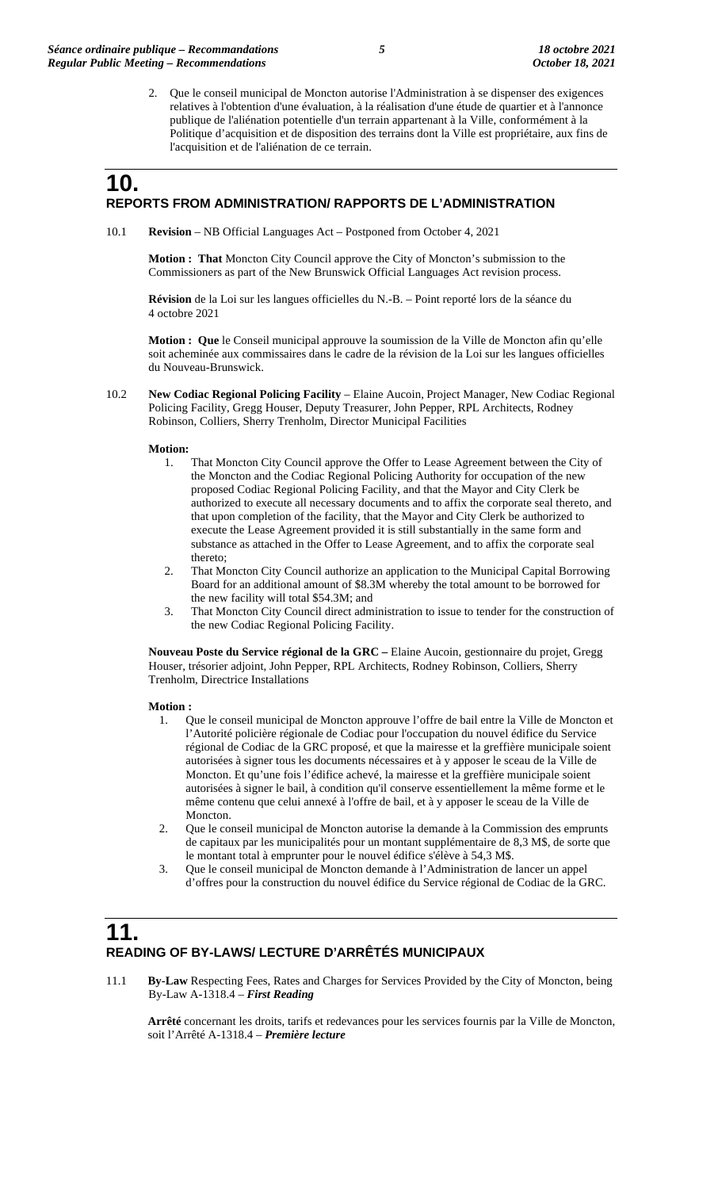2. Que le conseil municipal de Moncton autorise l'Administration à se dispenser des exigences relatives à l'obtention d'une évaluation, à la réalisation d'une étude de quartier et à l'annonce publique de l'aliénation potentielle d'un terrain appartenant à la Ville, conformément à la Politique d'acquisition et de disposition des terrains dont la Ville est propriétaire, aux fins de l'acquisition et de l'aliénation de ce terrain.

# 10. REPORTS FROM ADMINISTRATION/ RAPPORTS DE L'ADMINISTRATION

10.1 **Revision** – NB Official Languages Act – Postponed from October 4, 2021

**Motion : That** Moncton City Council approve the City of Moncton's submission to the Commissioners as part of the New Brunswick Official Languages Act revision process.

**Révision** de la Loi sur les langues officielles du N.-B. – Point reporté lors de la séance du 4 octobre 2021

**Motion : Que** le Conseil municipal approuve la soumission de la Ville de Moncton afin qu'elle soit acheminée aux commissaires dans le cadre de la révision de la Loi sur les langues officielles du Nouveau-Brunswick.

10.2 **New Codiac Regional Policing Facility** – Elaine Aucoin, Project Manager, New Codiac Regional Policing Facility, Gregg Houser, Deputy Treasurer, John Pepper, RPL Architects, Rodney Robinson, Colliers, Sherry Trenholm, Director Municipal Facilities

**Motion:**

1. That Moncton City Council approve the Offer to Lease Agreement between the City of the Moncton and the Codiac Regional Policing Authority for occupation of the new proposed Codiac Regional Policing Facility, and that the Mayor and City Clerk be authorized to execute all necessary documents and to affix the corporate seal thereto, and that upon completion of the facility, that the Mayor and City Clerk be authorized to execute the Lease Agreement provided it is still substantially in the same form and substance as attached in the Offer to Lease Agreement, and to affix the corporate seal thereto;
2. That Moncton City Council authorize an application to the Municipal Capital Borrowing Board for an additional amount of \$8.3M whereby the total amount to be borrowed for the new facility will total \$54.3M; and
3. That Moncton City Council direct administration to issue to tender for the construction of the new Codiac Regional Policing Facility.

**Nouveau Poste du Service régional de la GRC –** Elaine Aucoin, gestionnaire du projet, Gregg Houser, trésorier adjoint, John Pepper, RPL Architects, Rodney Robinson, Colliers, Sherry Trenholm, Directrice Installations

**Motion :**

1. Que le conseil municipal de Moncton approuve l'offre de bail entre la Ville de Moncton et l'Autorité policière régionale de Codiac pour l'occupation du nouvel édifice du Service régional de Codiac de la GRC proposé, et que la mairesse et la greffière municipale soient autorisées à signer tous les documents nécessaires et à y apposer le sceau de la Ville de Moncton. Et qu'une fois l'édifice achevé, la mairesse et la greffière municipale soient autorisées à signer le bail, à condition qu'il conserve essentiellement la même forme et le même contenu que celui annexé à l'offre de bail, et à y apposer le sceau de la Ville de Moncton.
2. Que le conseil municipal de Moncton autorise la demande à la Commission des emprunts de capitaux par les municipalités pour un montant supplémentaire de 8,3 M\$, de sorte que le montant total à emprunter pour le nouvel édifice s'élève à 54,3 M\$.
3. Que le conseil municipal de Moncton demande à l'Administration de lancer un appel d'offres pour la construction du nouvel édifice du Service régional de Codiac de la GRC.

# 11. READING OF BY-LAWS/ LECTURE D'ARRÊTÉS MUNICIPAUX

11.1 **By-Law** Respecting Fees, Rates and Charges for Services Provided by the City of Moncton, being By-Law A-1318.4 – ***First Reading***

**Arrêté** concernant les droits, tarifs et redevances pour les services fournis par la Ville de Moncton, soit l'Arrêté A-1318.4 – ***Première lecture***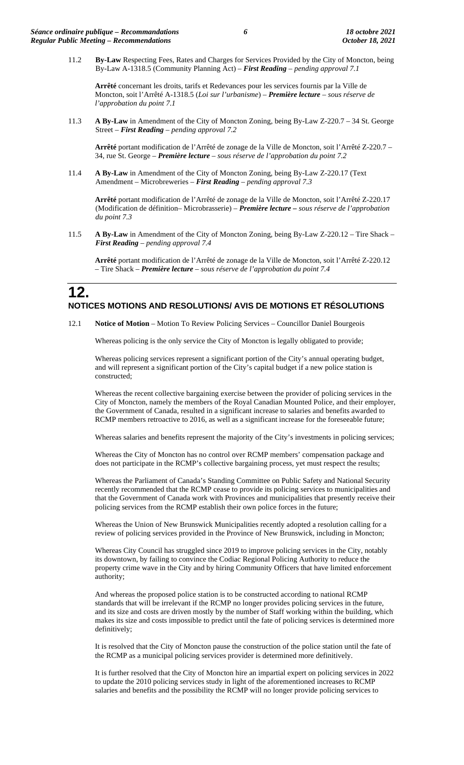11.2 **By-Law** Respecting Fees, Rates and Charges for Services Provided by the City of Moncton, being By-Law A-1318.5 (Community Planning Act) – ***First Reading*** – *pending approval 7.1*

**Arrêté** concernant les droits, tarifs et Redevances pour les services fournis par la Ville de Moncton, soit l'Arrêté A-1318.5 (*Loi sur l'urbanisme*) – ***Première lecture*** – *sous réserve de l'approbation du point 7.1*

11.3 **A By-Law** in Amendment of the City of Moncton Zoning, being By-Law Z-220.7 – 34 St. George Street – ***First Reading*** – *pending approval 7.2*

**Arrêté** portant modification de l'Arrêté de zonage de la Ville de Moncton, soit l'Arrêté Z-220.7 – 34, rue St. George – ***Première lecture*** – *sous réserve de l'approbation du point 7.2*

11.4 **A By-Law** in Amendment of the City of Moncton Zoning, being By-Law Z-220.17 (Text Amendment – Microbreweries – ***First Reading*** – *pending approval 7.3*

**Arrêté** portant modification de l'Arrêté de zonage de la Ville de Moncton, soit l'Arrêté Z-220.17 (Modification de définition– Microbrasserie) – ***Première lecture –*** *sous réserve de l'approbation du point 7.3*

11.5 **A By-Law** in Amendment of the City of Moncton Zoning, being By-Law Z-220.12 – Tire Shack – ***First Reading*** – *pending approval 7.4*

**Arrêté** portant modification de l'Arrêté de zonage de la Ville de Moncton, soit l'Arrêté Z-220.12 – Tire Shack – ***Première lecture*** – *sous réserve de l'approbation du point 7.4*

# 12.

## NOTICES MOTIONS AND RESOLUTIONS/ AVIS DE MOTIONS ET RÉSOLUTIONS

12.1 **Notice of Motion** – Motion To Review Policing Services – Councillor Daniel Bourgeois

Whereas policing is the only service the City of Moncton is legally obligated to provide;

Whereas policing services represent a significant portion of the City's annual operating budget, and will represent a significant portion of the City's capital budget if a new police station is constructed;

Whereas the recent collective bargaining exercise between the provider of policing services in the City of Moncton, namely the members of the Royal Canadian Mounted Police, and their employer, the Government of Canada, resulted in a significant increase to salaries and benefits awarded to RCMP members retroactive to 2016, as well as a significant increase for the foreseeable future;

Whereas salaries and benefits represent the majority of the City's investments in policing services;

Whereas the City of Moncton has no control over RCMP members' compensation package and does not participate in the RCMP's collective bargaining process, yet must respect the results;

Whereas the Parliament of Canada's Standing Committee on Public Safety and National Security recently recommended that the RCMP cease to provide its policing services to municipalities and that the Government of Canada work with Provinces and municipalities that presently receive their policing services from the RCMP establish their own police forces in the future;

Whereas the Union of New Brunswick Municipalities recently adopted a resolution calling for a review of policing services provided in the Province of New Brunswick, including in Moncton;

Whereas City Council has struggled since 2019 to improve policing services in the City, notably its downtown, by failing to convince the Codiac Regional Policing Authority to reduce the property crime wave in the City and by hiring Community Officers that have limited enforcement authority;

And whereas the proposed police station is to be constructed according to national RCMP standards that will be irrelevant if the RCMP no longer provides policing services in the future, and its size and costs are driven mostly by the number of Staff working within the building, which makes its size and costs impossible to predict until the fate of policing services is determined more definitively;

It is resolved that the City of Moncton pause the construction of the police station until the fate of the RCMP as a municipal policing services provider is determined more definitively.

It is further resolved that the City of Moncton hire an impartial expert on policing services in 2022 to update the 2010 policing services study in light of the aforementioned increases to RCMP salaries and benefits and the possibility the RCMP will no longer provide policing services to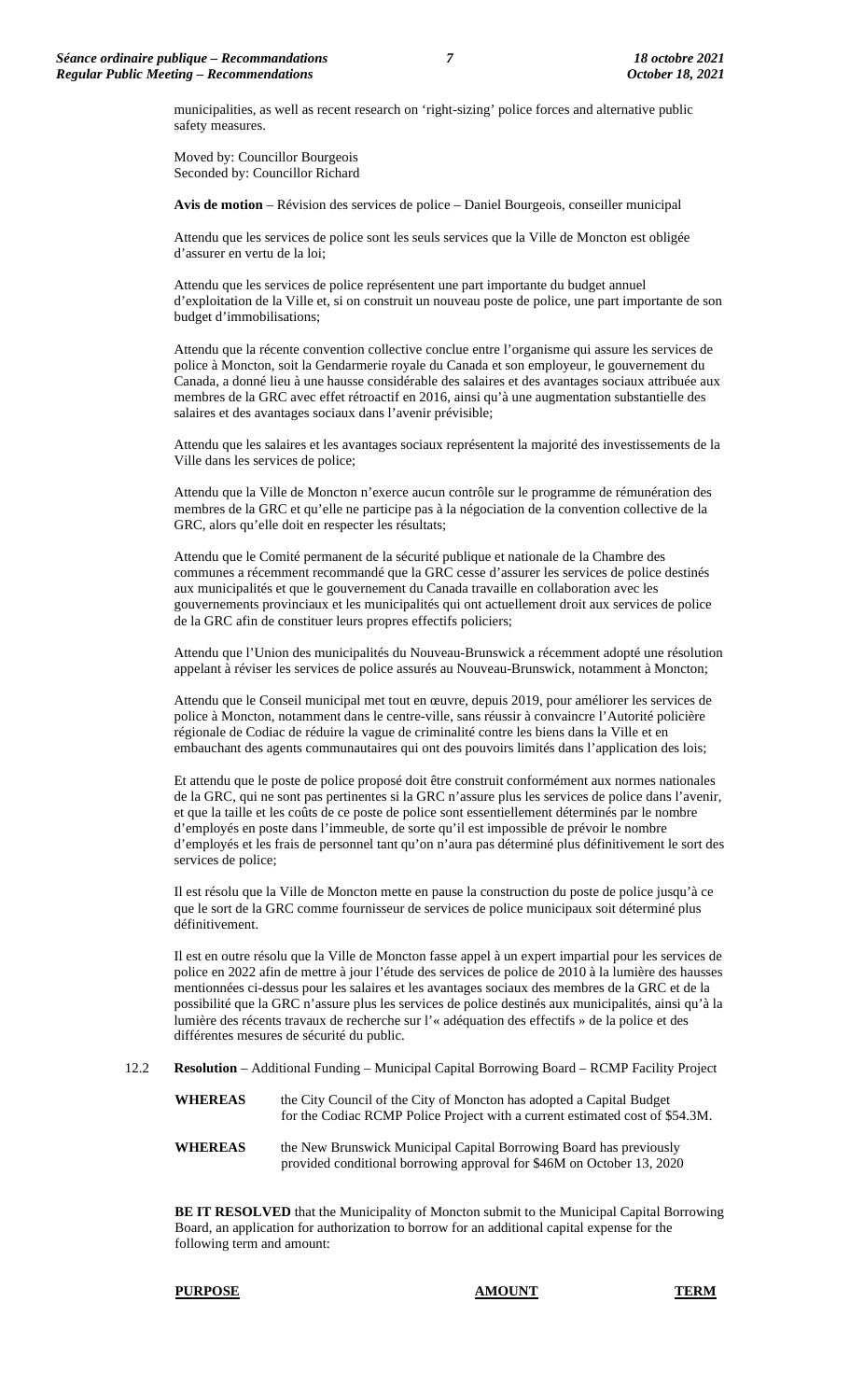municipalities, as well as recent research on 'right-sizing' police forces and alternative public safety measures.

Moved by: Councillor Bourgeois
Seconded by: Councillor Richard

**Avis de motion** – Révision des services de police – Daniel Bourgeois, conseiller municipal

Attendu que les services de police sont les seuls services que la Ville de Moncton est obligée d'assurer en vertu de la loi;

Attendu que les services de police représentent une part importante du budget annuel d'exploitation de la Ville et, si on construit un nouveau poste de police, une part importante de son budget d'immobilisations;

Attendu que la récente convention collective conclue entre l'organisme qui assure les services de police à Moncton, soit la Gendarmerie royale du Canada et son employeur, le gouvernement du Canada, a donné lieu à une hausse considérable des salaires et des avantages sociaux attribuée aux membres de la GRC avec effet rétroactif en 2016, ainsi qu'à une augmentation substantielle des salaires et des avantages sociaux dans l'avenir prévisible;

Attendu que les salaires et les avantages sociaux représentent la majorité des investissements de la Ville dans les services de police;

Attendu que la Ville de Moncton n'exerce aucun contrôle sur le programme de rémunération des membres de la GRC et qu'elle ne participe pas à la négociation de la convention collective de la GRC, alors qu'elle doit en respecter les résultats;

Attendu que le Comité permanent de la sécurité publique et nationale de la Chambre des communes a récemment recommandé que la GRC cesse d'assurer les services de police destinés aux municipalités et que le gouvernement du Canada travaille en collaboration avec les gouvernements provinciaux et les municipalités qui ont actuellement droit aux services de police de la GRC afin de constituer leurs propres effectifs policiers;

Attendu que l'Union des municipalités du Nouveau-Brunswick a récemment adopté une résolution appelant à réviser les services de police assurés au Nouveau-Brunswick, notamment à Moncton;

Attendu que le Conseil municipal met tout en œuvre, depuis 2019, pour améliorer les services de police à Moncton, notamment dans le centre-ville, sans réussir à convaincre l'Autorité policière régionale de Codiac de réduire la vague de criminalité contre les biens dans la Ville et en embauchant des agents communautaires qui ont des pouvoirs limités dans l'application des lois;

Et attendu que le poste de police proposé doit être construit conformément aux normes nationales de la GRC, qui ne sont pas pertinentes si la GRC n'assure plus les services de police dans l'avenir, et que la taille et les coûts de ce poste de police sont essentiellement déterminés par le nombre d'employés en poste dans l'immeuble, de sorte qu'il est impossible de prévoir le nombre d'employés et les frais de personnel tant qu'on n'aura pas déterminé plus définitivement le sort des services de police;

Il est résolu que la Ville de Moncton mette en pause la construction du poste de police jusqu'à ce que le sort de la GRC comme fournisseur de services de police municipaux soit déterminé plus définitivement.

Il est en outre résolu que la Ville de Moncton fasse appel à un expert impartial pour les services de police en 2022 afin de mettre à jour l'étude des services de police de 2010 à la lumière des hausses mentionnées ci-dessus pour les salaires et les avantages sociaux des membres de la GRC et de la possibilité que la GRC n'assure plus les services de police destinés aux municipalités, ainsi qu'à la lumière des récents travaux de recherche sur l'« adéquation des effectifs » de la police et des différentes mesures de sécurité du public.

12.2 **Resolution** – Additional Funding – Municipal Capital Borrowing Board – RCMP Facility Project

**WHEREAS** the City Council of the City of Moncton has adopted a Capital Budget for the Codiac RCMP Police Project with a current estimated cost of $54.3M.

**WHEREAS** the New Brunswick Municipal Capital Borrowing Board has previously provided conditional borrowing approval for $46M on October 13, 2020

**BE IT RESOLVED** that the Municipality of Moncton submit to the Municipal Capital Borrowing Board, an application for authorization to borrow for an additional capital expense for the following term and amount:

| **PURPOSE** | **AMOUNT** | **TERM** |
|---|---|---|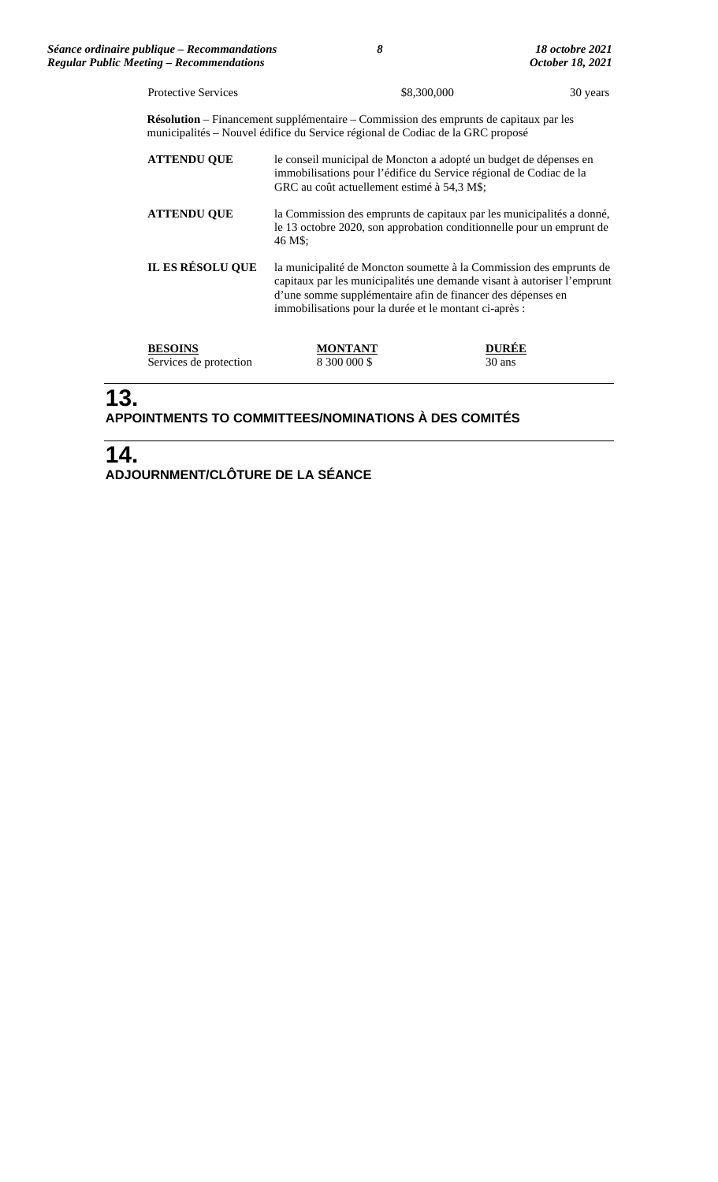| | | |
|---|---|---|
| Protective Services | $8,300,000 | 30 years |

**Résolution** – Financement supplémentaire – Commission des emprunts de capitaux par les municipalités – Nouvel édifice du Service régional de Codiac de la GRC proposé

| | |
|---|---|
| **ATTENDU QUE** | le conseil municipal de Moncton a adopté un budget de dépenses en immobilisations pour l'édifice du Service régional de Codiac de la GRC au coût actuellement estimé à 54,3 M$; |
| **ATTENDU QUE** | la Commission des emprunts de capitaux par les municipalités a donné, le 13 octobre 2020, son approbation conditionnelle pour un emprunt de 46 M$; |
| **IL ES RÉSOLU QUE** | la municipalité de Moncton soumette à la Commission des emprunts de capitaux par les municipalités une demande visant à autoriser l'emprunt d'une somme supplémentaire afin de financer des dépenses en immobilisations pour la durée et le montant ci-après : |

| **BESOINS** | **MONTANT** | **DURÉE** |
|---|---|---|
| Services de protection | 8 300 000 $ | 30 ans |

## 13.
## APPOINTMENTS TO COMMITTEES/NOMINATIONS À DES COMITÉS

## 14.
## ADJOURNMENT/CLÔTURE DE LA SÉANCE